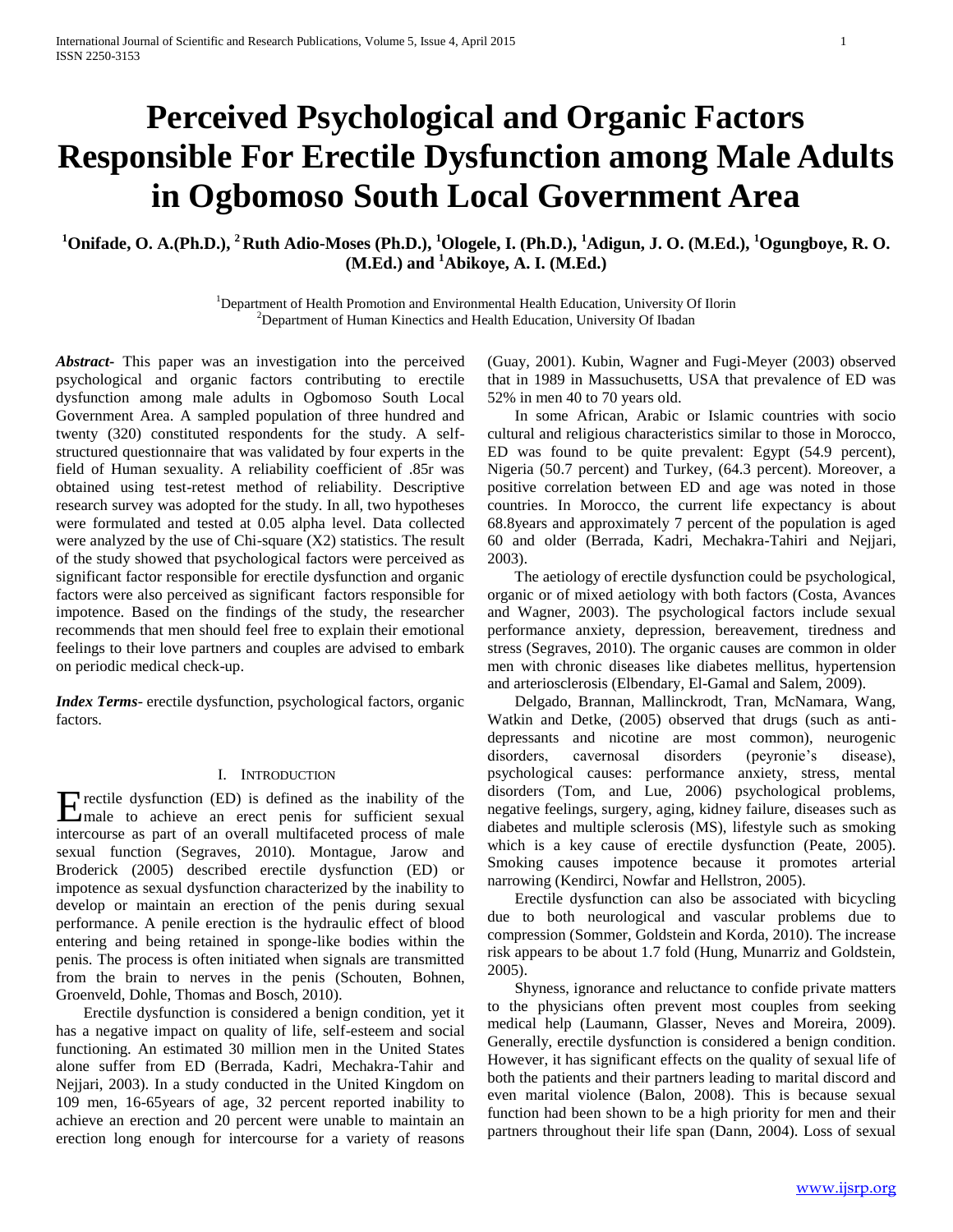# Perceived Psychological and Organic Factors Responsible For Erectile Dysfunction among Male Adults in Ogbomoso South Local Government Area

**[1]Onifade, O. A.(Ph.D.), [2]Ruth Adio-Moses (Ph.D.), [1]Ologele, I. (Ph.D.), [1]Adigun, J. O. (M.Ed.), [1]Ogungboye, R. O. (M.Ed.) and [1]Abikoye, A. I. (M.Ed.)**

[1]Department of Health Promotion and Environmental Health Education, University Of Ilorin
[2]Department of Human Kinectics and Health Education, University Of Ibadan

***Abstract*-** This paper was an investigation into the perceived psychological and organic factors contributing to erectile dysfunction among male adults in Ogbomoso South Local Government Area. A sampled population of three hundred and twenty (320) constituted respondents for the study. A self-structured questionnaire that was validated by four experts in the field of Human sexuality. A reliability coefficient of .85r was obtained using test-retest method of reliability. Descriptive research survey was adopted for the study. In all, two hypotheses were formulated and tested at 0.05 alpha level. Data collected were analyzed by the use of Chi-square (X2) statistics. The result of the study showed that psychological factors were perceived as significant factor responsible for erectile dysfunction and organic factors were also perceived as significant factors responsible for impotence. Based on the findings of the study, the researcher recommends that men should feel free to explain their emotional feelings to their love partners and couples are advised to embark on periodic medical check-up.

***Index Terms*-** erectile dysfunction, psychological factors, organic factors.

## I. Introduction

Erectile dysfunction (ED) is defined as the inability of the male to achieve an erect penis for sufficient sexual intercourse as part of an overall multifaceted process of male sexual function (Segraves, 2010). Montague, Jarow and Broderick (2005) described erectile dysfunction (ED) or impotence as sexual dysfunction characterized by the inability to develop or maintain an erection of the penis during sexual performance. A penile erection is the hydraulic effect of blood entering and being retained in sponge-like bodies within the penis. The process is often initiated when signals are transmitted from the brain to nerves in the penis (Schouten, Bohnen, Groenveld, Dohle, Thomas and Bosch, 2010).

Erectile dysfunction is considered a benign condition, yet it has a negative impact on quality of life, self-esteem and social functioning. An estimated 30 million men in the United States alone suffer from ED (Berrada, Kadri, Mechakra-Tahir and Nejjari, 2003). In a study conducted in the United Kingdom on 109 men, 16-65years of age, 32 percent reported inability to achieve an erection and 20 percent were unable to maintain an erection long enough for intercourse for a variety of reasons (Guay, 2001). Kubin, Wagner and Fugi-Meyer (2003) observed that in 1989 in Massuchusetts, USA that prevalence of ED was 52% in men 40 to 70 years old.

In some African, Arabic or Islamic countries with socio cultural and religious characteristics similar to those in Morocco, ED was found to be quite prevalent: Egypt (54.9 percent), Nigeria (50.7 percent) and Turkey, (64.3 percent). Moreover, a positive correlation between ED and age was noted in those countries. In Morocco, the current life expectancy is about 68.8years and approximately 7 percent of the population is aged 60 and older (Berrada, Kadri, Mechakra-Tahiri and Nejjari, 2003).

The aetiology of erectile dysfunction could be psychological, organic or of mixed aetiology with both factors (Costa, Avances and Wagner, 2003). The psychological factors include sexual performance anxiety, depression, bereavement, tiredness and stress (Segraves, 2010). The organic causes are common in older men with chronic diseases like diabetes mellitus, hypertension and arteriosclerosis (Elbendary, El-Gamal and Salem, 2009).

Delgado, Brannan, Mallinckrodt, Tran, McNamara, Wang, Watkin and Detke, (2005) observed that drugs (such as anti-depressants and nicotine are most common), neurogenic disorders, cavernosal disorders (peyronie's disease), psychological causes: performance anxiety, stress, mental disorders (Tom, and Lue, 2006) psychological problems, negative feelings, surgery, aging, kidney failure, diseases such as diabetes and multiple sclerosis (MS), lifestyle such as smoking which is a key cause of erectile dysfunction (Peate, 2005). Smoking causes impotence because it promotes arterial narrowing (Kendirci, Nowfar and Hellstron, 2005).

Erectile dysfunction can also be associated with bicycling due to both neurological and vascular problems due to compression (Sommer, Goldstein and Korda, 2010). The increase risk appears to be about 1.7 fold (Hung, Munarriz and Goldstein, 2005).

Shyness, ignorance and reluctance to confide private matters to the physicians often prevent most couples from seeking medical help (Laumann, Glasser, Neves and Moreira, 2009). Generally, erectile dysfunction is considered a benign condition. However, it has significant effects on the quality of sexual life of both the patients and their partners leading to marital discord and even marital violence (Balon, 2008). This is because sexual function had been shown to be a high priority for men and their partners throughout their life span (Dann, 2004). Loss of sexual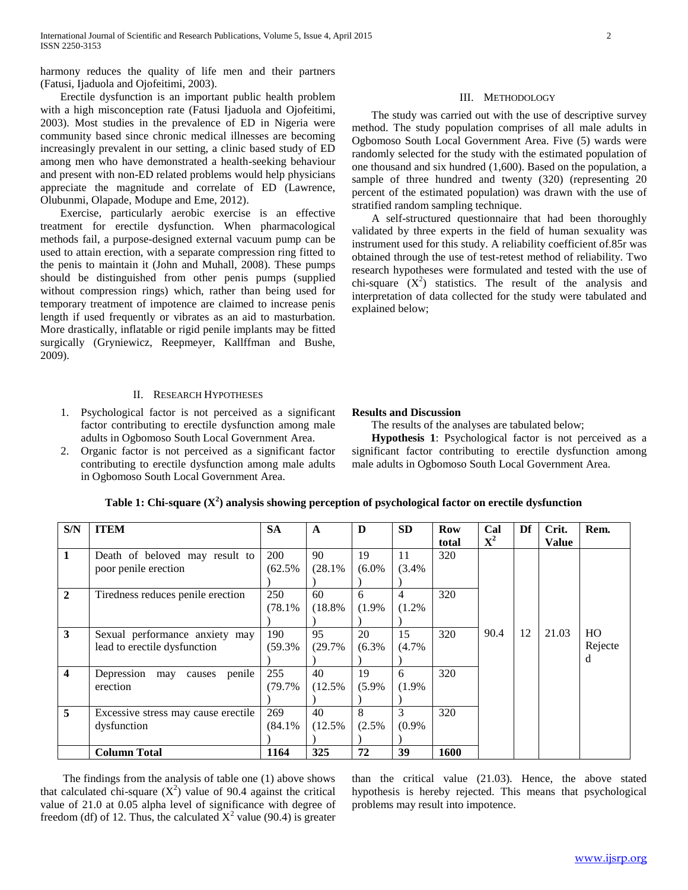harmony reduces the quality of life men and their partners (Fatusi, Ijaduola and Ojofeitimi, 2003).

Erectile dysfunction is an important public health problem with a high misconception rate (Fatusi Ijaduola and Ojofeitimi, 2003). Most studies in the prevalence of ED in Nigeria were community based since chronic medical illnesses are becoming increasingly prevalent in our setting, a clinic based study of ED among men who have demonstrated a health-seeking behaviour and present with non-ED related problems would help physicians appreciate the magnitude and correlate of ED (Lawrence, Olubunmi, Olapade, Modupe and Eme, 2012).

Exercise, particularly aerobic exercise is an effective treatment for erectile dysfunction. When pharmacological methods fail, a purpose-designed external vacuum pump can be used to attain erection, with a separate compression ring fitted to the penis to maintain it (John and Muhall, 2008). These pumps should be distinguished from other penis pumps (supplied without compression rings) which, rather than being used for temporary treatment of impotence are claimed to increase penis length if used frequently or vibrates as an aid to masturbation. More drastically, inflatable or rigid penile implants may be fitted surgically (Gryniewicz, Reepmeyer, Kallffman and Bushe, 2009).

## II. Research Hypotheses

1. Psychological factor is not perceived as a significant factor contributing to erectile dysfunction among male adults in Ogbomoso South Local Government Area.
2. Organic factor is not perceived as a significant factor contributing to erectile dysfunction among male adults in Ogbomoso South Local Government Area.

## III. Methodology

The study was carried out with the use of descriptive survey method. The study population comprises of all male adults in Ogbomoso South Local Government Area. Five (5) wards were randomly selected for the study with the estimated population of one thousand and six hundred (1,600). Based on the population, a sample of three hundred and twenty (320) (representing 20 percent of the estimated population) was drawn with the use of stratified random sampling technique.

A self-structured questionnaire that had been thoroughly validated by three experts in the field of human sexuality was instrument used for this study. A reliability coefficient of.85r was obtained through the use of test-retest method of reliability. Two research hypotheses were formulated and tested with the use of chi-square ($X^2$) statistics. The result of the analysis and interpretation of data collected for the study were tabulated and explained below;

**Results and Discussion**

The results of the analyses are tabulated below;

**Hypothesis 1**: Psychological factor is not perceived as a significant factor contributing to erectile dysfunction among male adults in Ogbomoso South Local Government Area.

**Table 1: Chi-square ($X^2$) analysis showing perception of psychological factor on erectile dysfunction**

| S/N | ITEM | SA | A | D | SD | Row total | Cal $X^2$ | Df | Crit. Value | Rem. |
|---|---|---|---|---|---|---|---|---|---|---|
| **1** | Death of beloved may result to poor penile erection | 200 (62.5%) | 90 (28.1%) | 19 (6.0%) | 11 (3.4%) | 320 | | | | |
| **2** | Tiredness reduces penile erection | 250 (78.1%) | 60 (18.8%) | 6 (1.9%) | 4 (1.2%) | 320 | | | | |
| **3** | Sexual performance anxiety may lead to erectile dysfunction | 190 (59.3%) | 95 (29.7%) | 20 (6.3%) | 15 (4.7%) | 320 | 90.4 | 12 | 21.03 | HO Rejected |
| **4** | Depression may causes penile erection | 255 (79.7%) | 40 (12.5%) | 19 (5.9%) | 6 (1.9%) | 320 | | | | |
| **5** | Excessive stress may cause erectile dysfunction | 269 (84.1%) | 40 (12.5%) | 8 (2.5%) | 3 (0.9%) | 320 | | | | |
| | **Column Total** | **1164** | **325** | **72** | **39** | **1600** | | | | |

The findings from the analysis of table one (1) above shows that calculated chi-square ($X^2$) value of 90.4 against the critical value of 21.0 at 0.05 alpha level of significance with degree of freedom (df) of 12. Thus, the calculated $X^2$ value (90.4) is greater than the critical value (21.03). Hence, the above stated hypothesis is hereby rejected. This means that psychological problems may result into impotence.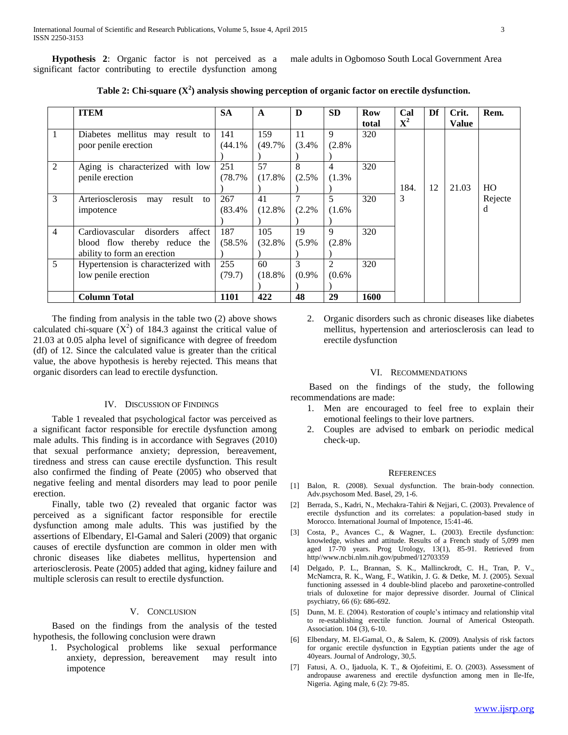**Hypothesis 2**: Organic factor is not perceived as a significant factor contributing to erectile dysfunction among male adults in Ogbomoso South Local Government Area

**Table 2: Chi-square ($X^2$) analysis showing perception of organic factor on erectile dysfunction.**

| | ITEM | SA | A | D | SD | Row total | Cal $X^2$ | Df | Crit. Value | Rem. |
|---|---|---|---|---|---|---|---|---|---|---|
| 1 | Diabetes mellitus may result to poor penile erection | 141 (44.1%) | 159 (49.7%) | 11 (3.4%) | 9 (2.8%) | 320 | 184.3 | 12 | 21.03 | HO Rejected |
| 2 | Aging is characterized with low penile erection | 251 (78.7%) | 57 (17.8%) | 8 (2.5%) | 4 (1.3%) | 320 | | | | |
| 3 | Arteriosclerosis may result to impotence | 267 (83.4%) | 41 (12.8%) | 7 (2.2%) | 5 (1.6%) | 320 | | | | |
| 4 | Cardiovascular disorders affect blood flow thereby reduce the ability to form an erection | 187 (58.5%) | 105 (32.8%) | 19 (5.9%) | 9 (2.8%) | 320 | | | | |
| 5 | Hypertension is characterized with low penile erection | 255 (79.7) | 60 (18.8%) | 3 (0.9%) | 2 (0.6%) | 320 | | | | |
| | **Column Total** | **1101** | **422** | **48** | **29** | **1600** | | | | |

The finding from analysis in the table two (2) above shows calculated chi-square ($X^2$) of 184.3 against the critical value of 21.03 at 0.05 alpha level of significance with degree of freedom (df) of 12. Since the calculated value is greater than the critical value, the above hypothesis is hereby rejected. This means that organic disorders can lead to erectile dysfunction.

## IV. Discussion of Findings

Table 1 revealed that psychological factor was perceived as a significant factor responsible for erectile dysfunction among male adults. This finding is in accordance with Segraves (2010) that sexual performance anxiety; depression, bereavement, tiredness and stress can cause erectile dysfunction. This result also confirmed the finding of Peate (2005) who observed that negative feeling and mental disorders may lead to poor penile erection.

Finally, table two (2) revealed that organic factor was perceived as a significant factor responsible for erectile dysfunction among male adults. This was justified by the assertions of Elbendary, El-Gamal and Saleri (2009) that organic causes of erectile dysfunction are common in older men with chronic diseases like diabetes mellitus, hypertension and arteriosclerosis. Peate (2005) added that aging, kidney failure and multiple sclerosis can result to erectile dysfunction.

## V. Conclusion

Based on the findings from the analysis of the tested hypothesis, the following conclusion were drawn

1. Psychological problems like sexual performance anxiety, depression, bereavement may result into impotence
2. Organic disorders such as chronic diseases like diabetes mellitus, hypertension and arteriosclerosis can lead to erectile dysfunction

## VI. Recommendations

Based on the findings of the study, the following recommendations are made:

1. Men are encouraged to feel free to explain their emotional feelings to their love partners.
2. Couples are advised to embark on periodic medical check-up.

## References

[1] Balon, R. (2008). Sexual dysfunction. The brain-body connection. Adv.psychosom Med. Basel, 29, 1-6.

[2] Berrada, S., Kadri, N., Mechakra-Tahiri & Nejjari, C. (2003). Prevalence of erectile dysfunction and its correlates: a population-based study in Morocco. International Journal of Impotence, 15:41-46.

[3] Costa, P., Avances C., & Wagner, L. (2003). Erectile dysfunction: knowledge, wishes and attitude. Results of a French study of 5,099 men aged 17-70 years. Prog Urology, 13(1), 85-91. Retrieved from http//www.ncbi.nlm.nih.gov/pubmed/12703359

[4] Delgado, P. L., Brannan, S. K., Mallinckrodt, C. H., Tran, P. V., McNamcra, R. K., Wang, F., Watikin, J. G. & Detke, M. J. (2005). Sexual functioning assessed in 4 double-blind placebo and paroxetine-controlled trials of duloxetine for major depressive disorder. Journal of Clinical psychiatry, 66 (6): 686-692.

[5] Dunn, M. E. (2004). Restoration of couple's intimacy and relationship vital to re-establishing erectile function. Journal of Americal Osteopath. Association. 104 (3), 6-10.

[6] Elbendary, M. El-Gamal, O., & Salem, K. (2009). Analysis of risk factors for organic erectile dysfunction in Egyptian patients under the age of 40years. Journal of Andrology, 30,5.

[7] Fatusi, A. O., Ijaduola, K. T., & Ojofeitimi, E. O. (2003). Assessment of andropause awareness and erectile dysfunction among men in Ile-Ife, Nigeria. Aging male, 6 (2): 79-85.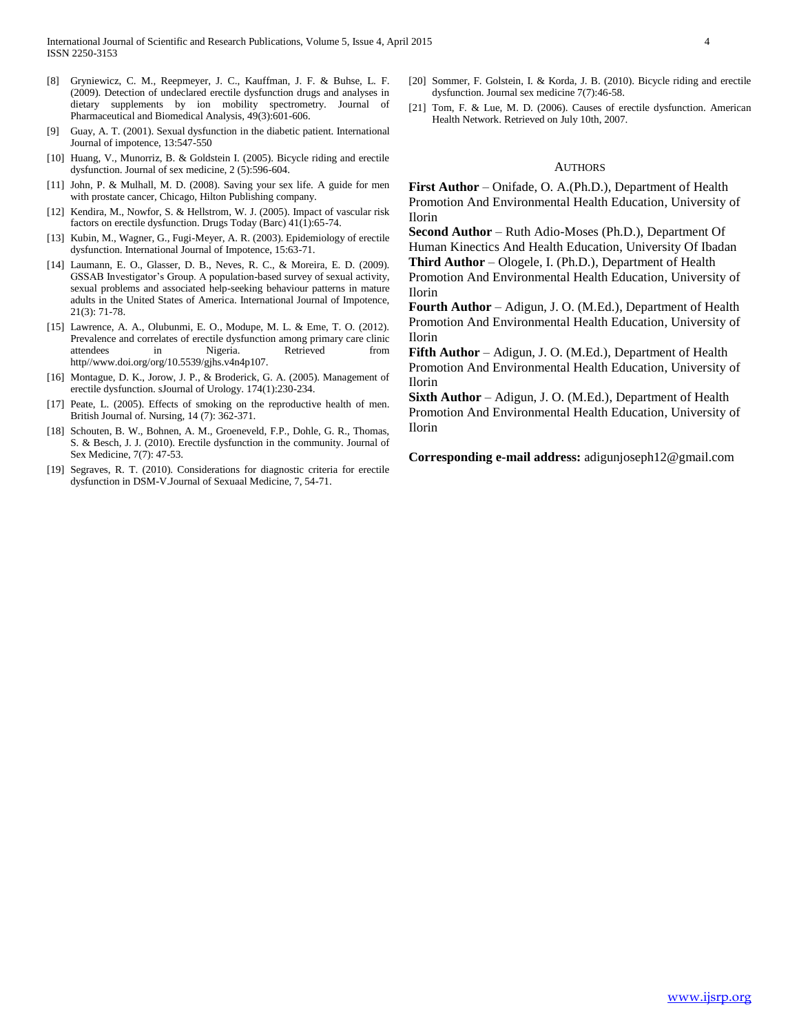[8] Gryniewicz, C. M., Reepmeyer, J. C., Kauffman, J. F. & Buhse, L. F. (2009). Detection of undeclared erectile dysfunction drugs and analyses in dietary supplements by ion mobility spectrometry. Journal of Pharmaceutical and Biomedical Analysis, 49(3):601-606.

[9] Guay, A. T. (2001). Sexual dysfunction in the diabetic patient. International Journal of impotence, 13:547-550

[10] Huang, V., Munorriz, B. & Goldstein I. (2005). Bicycle riding and erectile dysfunction. Journal of sex medicine, 2 (5):596-604.

[11] John, P. & Mulhall, M. D. (2008). Saving your sex life. A guide for men with prostate cancer, Chicago, Hilton Publishing company.

[12] Kendira, M., Nowfor, S. & Hellstrom, W. J. (2005). Impact of vascular risk factors on erectile dysfunction. Drugs Today (Barc) 41(1):65-74.

[13] Kubin, M., Wagner, G., Fugi-Meyer, A. R. (2003). Epidemiology of erectile dysfunction. International Journal of Impotence, 15:63-71.

[14] Laumann, E. O., Glasser, D. B., Neves, R. C., & Moreira, E. D. (2009). GSSAB Investigator's Group. A population-based survey of sexual activity, sexual problems and associated help-seeking behaviour patterns in mature adults in the United States of America. International Journal of Impotence, 21(3): 71-78.

[15] Lawrence, A. A., Olubunmi, E. O., Modupe, M. L. & Eme, T. O. (2012). Prevalence and correlates of erectile dysfunction among primary care clinic attendees in Nigeria. Retrieved from http//www.doi.org/org/10.5539/gjhs.v4n4p107.

[16] Montague, D. K., Jorow, J. P., & Broderick, G. A. (2005). Management of erectile dysfunction. sJournal of Urology. 174(1):230-234.

[17] Peate, L. (2005). Effects of smoking on the reproductive health of men. British Journal of. Nursing, 14 (7): 362-371.

[18] Schouten, B. W., Bohnen, A. M., Groeneveld, F.P., Dohle, G. R., Thomas, S. & Besch, J. J. (2010). Erectile dysfunction in the community. Journal of Sex Medicine, 7(7): 47-53.

[19] Segraves, R. T. (2010). Considerations for diagnostic criteria for erectile dysfunction in DSM-V.Journal of Sexuaal Medicine, 7, 54-71.

[20] Sommer, F. Golstein, I. & Korda, J. B. (2010). Bicycle riding and erectile dysfunction. Journal sex medicine 7(7):46-58.

[21] Tom, F. & Lue, M. D. (2006). Causes of erectile dysfunction. American Health Network. Retrieved on July 10th, 2007.

## AUTHORS

**First Author** – Onifade, O. A.(Ph.D.), Department of Health Promotion And Environmental Health Education, University of Ilorin

**Second Author** – Ruth Adio-Moses (Ph.D.), Department Of Human Kinectics And Health Education, University Of Ibadan

**Third Author** – Ologele, I. (Ph.D.), Department of Health Promotion And Environmental Health Education, University of Ilorin

**Fourth Author** – Adigun, J. O. (M.Ed.), Department of Health Promotion And Environmental Health Education, University of Ilorin

**Fifth Author** – Adigun, J. O. (M.Ed.), Department of Health Promotion And Environmental Health Education, University of Ilorin

**Sixth Author** – Adigun, J. O. (M.Ed.), Department of Health Promotion And Environmental Health Education, University of Ilorin

**Corresponding e-mail address:** adigunjoseph12@gmail.com